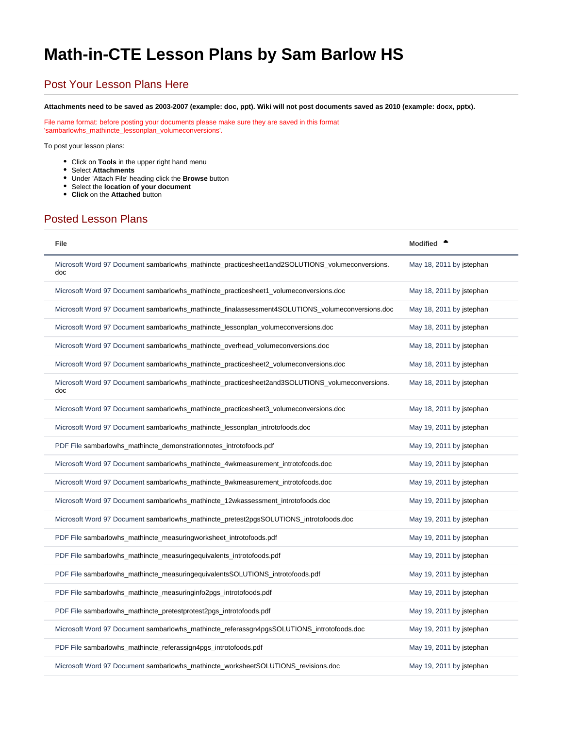# Math-in-CTE Lesson Plans by Sam Barlow HS

## Post Your Lesson Plans Here

**Attachments need to be saved as 2003-2007 (example: doc, ppt). Wiki will not post documents saved as 2010 (example: docx, pptx).**

File name format: before posting your documents please make sure they are saved in this format 'sambarlowhs_mathincte_lessonplan_volumeconversions'.

To post your lesson plans:

- Click on **Tools** in the upper right hand menu
- Select **Attachments**
- Under 'Attach File' heading click the **Browse** button
- Select the **location of your document**
- **Click** on the **Attached** button

## Posted Lesson Plans

| File | Modified |
|---|---|
| Microsoft Word 97 Document sambarlowhs_mathincte_practicesheet1and2SOLUTIONS_volumeconversions.doc | May 18, 2011 by jstephan |
| Microsoft Word 97 Document sambarlowhs_mathincte_practicesheet1_volumeconversions.doc | May 18, 2011 by jstephan |
| Microsoft Word 97 Document sambarlowhs_mathincte_finalassessment4SOLUTIONS_volumeconversions.doc | May 18, 2011 by jstephan |
| Microsoft Word 97 Document sambarlowhs_mathincte_lessonplan_volumeconversions.doc | May 18, 2011 by jstephan |
| Microsoft Word 97 Document sambarlowhs_mathincte_overhead_volumeconversions.doc | May 18, 2011 by jstephan |
| Microsoft Word 97 Document sambarlowhs_mathincte_practicesheet2_volumeconversions.doc | May 18, 2011 by jstephan |
| Microsoft Word 97 Document sambarlowhs_mathincte_practicesheet2and3SOLUTIONS_volumeconversions.doc | May 18, 2011 by jstephan |
| Microsoft Word 97 Document sambarlowhs_mathincte_practicesheet3_volumeconversions.doc | May 18, 2011 by jstephan |
| Microsoft Word 97 Document sambarlowhs_mathincte_lessonplan_introtofoods.doc | May 19, 2011 by jstephan |
| PDF File sambarlowhs_mathincte_demonstrationnotes_introtofoods.pdf | May 19, 2011 by jstephan |
| Microsoft Word 97 Document sambarlowhs_mathincte_4wkmeasurement_introtofoods.doc | May 19, 2011 by jstephan |
| Microsoft Word 97 Document sambarlowhs_mathincte_8wkmeasurement_introtofoods.doc | May 19, 2011 by jstephan |
| Microsoft Word 97 Document sambarlowhs_mathincte_12wkassessment_introtofoods.doc | May 19, 2011 by jstephan |
| Microsoft Word 97 Document sambarlowhs_mathincte_pretest2pgsSOLUTIONS_introtofoods.doc | May 19, 2011 by jstephan |
| PDF File sambarlowhs_mathincte_measuringworksheet_introtofoods.pdf | May 19, 2011 by jstephan |
| PDF File sambarlowhs_mathincte_measuringequivalents_introtofoods.pdf | May 19, 2011 by jstephan |
| PDF File sambarlowhs_mathincte_measuringequivalentsSOLUTIONS_introtofoods.pdf | May 19, 2011 by jstephan |
| PDF File sambarlowhs_mathincte_measuringinfo2pgs_introtofoods.pdf | May 19, 2011 by jstephan |
| PDF File sambarlowhs_mathincte_pretestprotest2pgs_introtofoods.pdf | May 19, 2011 by jstephan |
| Microsoft Word 97 Document sambarlowhs_mathincte_referassgn4pgsSOLUTIONS_introtofoods.doc | May 19, 2011 by jstephan |
| PDF File sambarlowhs_mathincte_referassign4pgs_introtofoods.pdf | May 19, 2011 by jstephan |
| Microsoft Word 97 Document sambarlowhs_mathincte_worksheetSOLUTIONS_revisions.doc | May 19, 2011 by jstephan |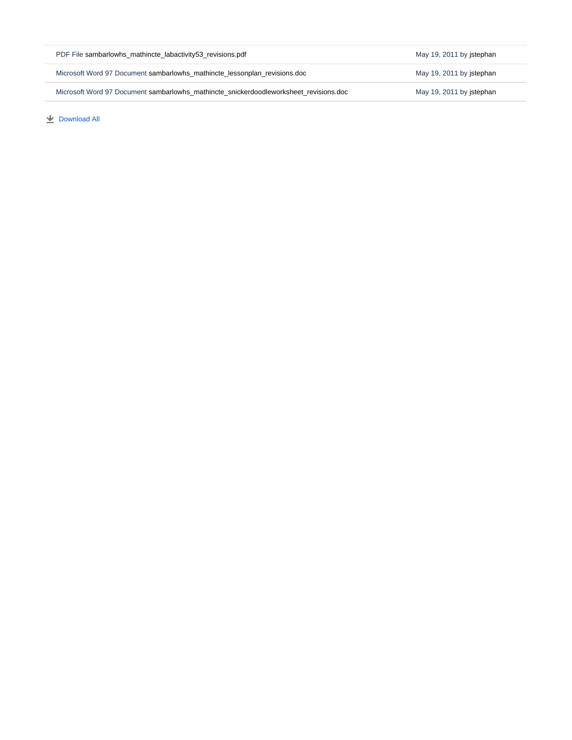| | |
|---|---|
| PDF File sambarlowhs_mathincte_labactivity53_revisions.pdf | May 19, 2011 by jstephan |
| Microsoft Word 97 Document sambarlowhs_mathincte_lessonplan_revisions.doc | May 19, 2011 by jstephan |
| Microsoft Word 97 Document sambarlowhs_mathincte_snickerdoodleworksheet_revisions.doc | May 19, 2011 by jstephan |

Download All